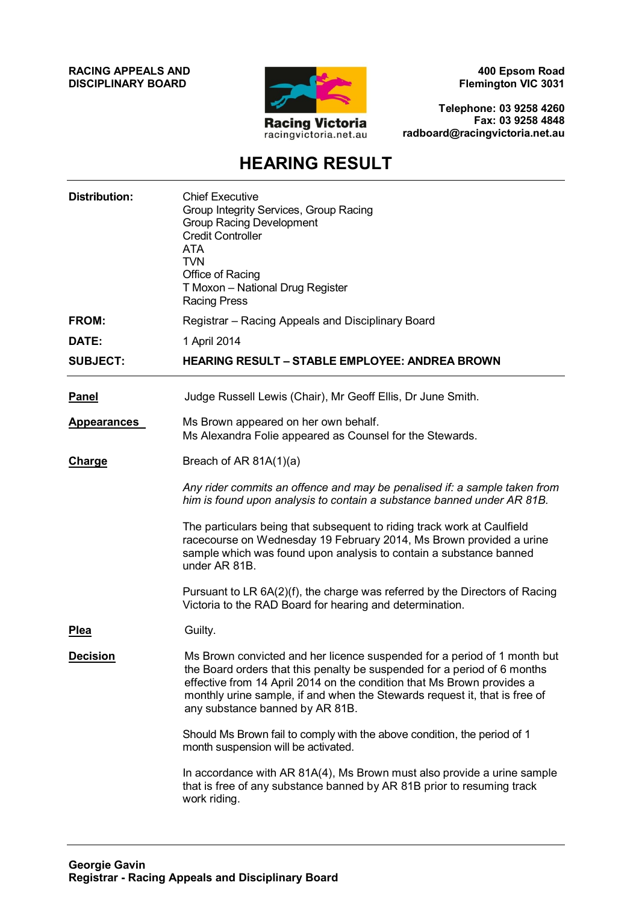**RACING APPEALS AND DISCIPLINARY BOARD**

Racing Victoria
racingvictoria.net.au

**400 Epsom Road**
**Flemington VIC 3031**

**Telephone: 03 9258 4260**
**Fax: 03 9258 4848**
**radboard@racingvictoria.net.au**

# HEARING RESULT

| | |
|---|---|
| **Distribution:** | Chief Executive<br>Group Integrity Services, Group Racing<br>Group Racing Development<br>Credit Controller<br>ATA<br>TVN<br>Office of Racing<br>T Moxon – National Drug Register<br>Racing Press |
| **FROM:** | Registrar – Racing Appeals and Disciplinary Board |
| **DATE:** | 1 April 2014 |
| **SUBJECT:** | **HEARING RESULT – STABLE EMPLOYEE: ANDREA BROWN** |

**Panel**

Judge Russell Lewis (Chair), Mr Geoff Ellis, Dr June Smith.

**Appearances**

Ms Brown appeared on her own behalf.
Ms Alexandra Folie appeared as Counsel for the Stewards.

**Charge**

Breach of AR 81A(1)(a)

*Any rider commits an offence and may be penalised if: a sample taken from him is found upon analysis to contain a substance banned under AR 81B.*

The particulars being that subsequent to riding track work at Caulfield racecourse on Wednesday 19 February 2014, Ms Brown provided a urine sample which was found upon analysis to contain a substance banned under AR 81B.

Pursuant to LR 6A(2)(f), the charge was referred by the Directors of Racing Victoria to the RAD Board for hearing and determination.

**Plea**

Guilty.

**Decision**

Ms Brown convicted and her licence suspended for a period of 1 month but the Board orders that this penalty be suspended for a period of 6 months effective from 14 April 2014 on the condition that Ms Brown provides a monthly urine sample, if and when the Stewards request it, that is free of any substance banned by AR 81B.

Should Ms Brown fail to comply with the above condition, the period of 1 month suspension will be activated.

In accordance with AR 81A(4), Ms Brown must also provide a urine sample that is free of any substance banned by AR 81B prior to resuming track work riding.

**Georgie Gavin**
**Registrar - Racing Appeals and Disciplinary Board**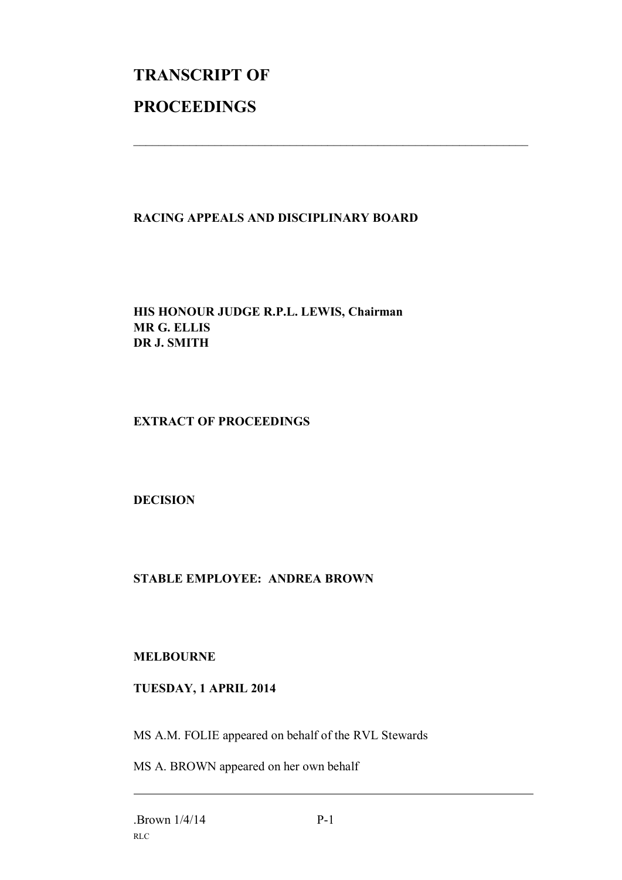# TRANSCRIPT OF

# PROCEEDINGS

---

**RACING APPEALS AND DISCIPLINARY BOARD**

**HIS HONOUR JUDGE R.P.L. LEWIS, Chairman**
**MR G. ELLIS**
**DR J. SMITH**

**EXTRACT OF PROCEEDINGS**

**DECISION**

**STABLE EMPLOYEE: ANDREA BROWN**

**MELBOURNE**

**TUESDAY, 1 APRIL 2014**

MS A.M. FOLIE appeared on behalf of the RVL Stewards

MS A. BROWN appeared on her own behalf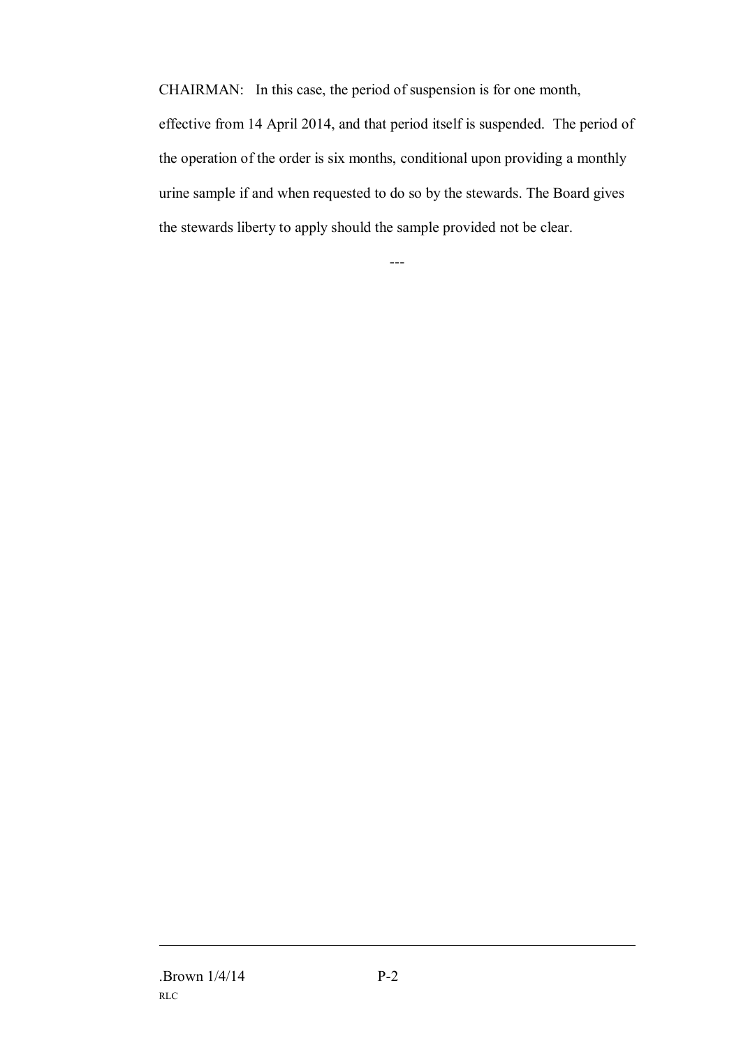CHAIRMAN: In this case, the period of suspension is for one month, effective from 14 April 2014, and that period itself is suspended. The period of the operation of the order is six months, conditional upon providing a monthly urine sample if and when requested to do so by the stewards. The Board gives the stewards liberty to apply should the sample provided not be clear.

---